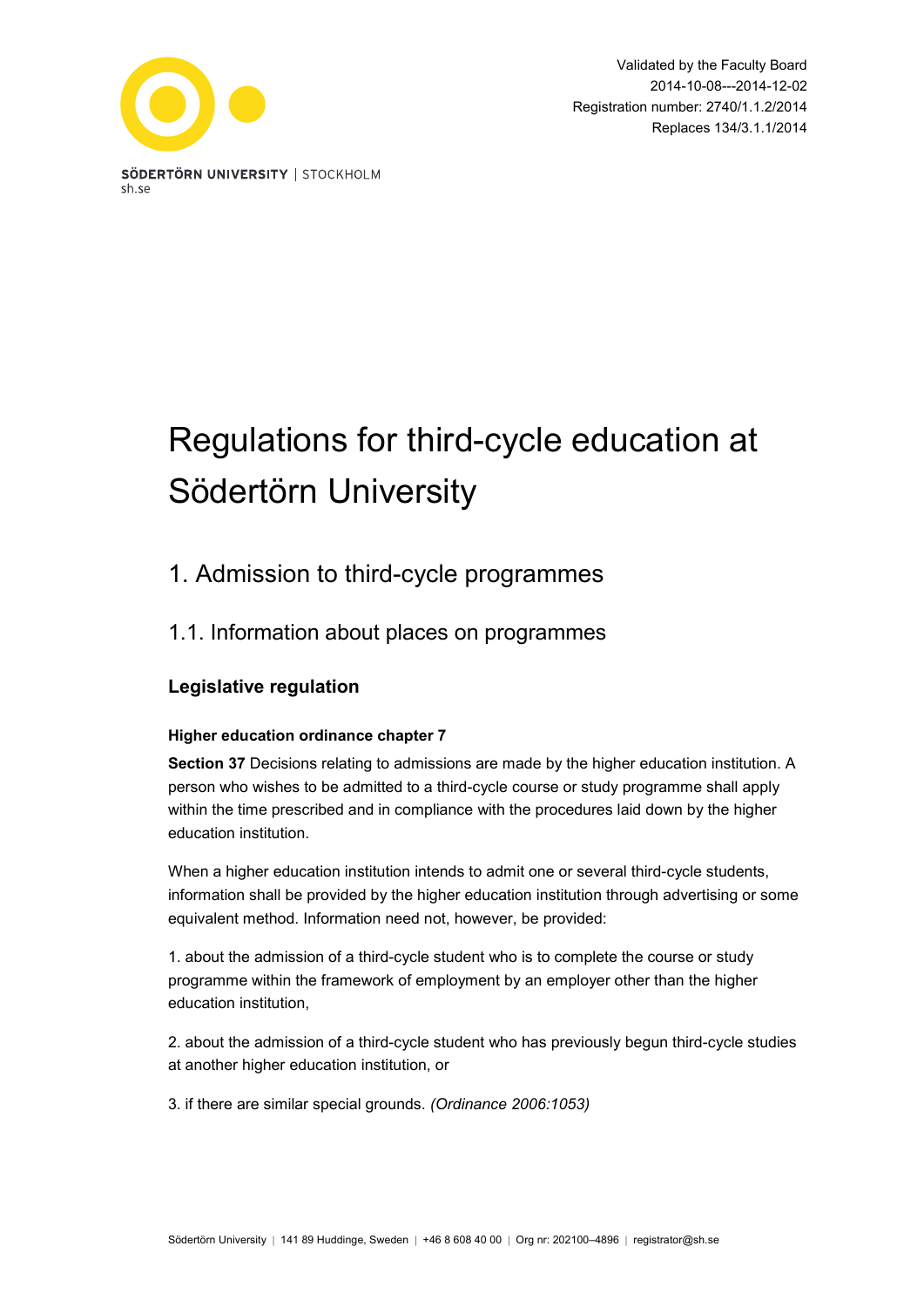SÖDERTÖRN UNIVERSITY | STOCKHOLM
sh.se

Validated by the Faculty Board
2014-10-08---2014-12-02
Registration number: 2740/1.1.2/2014
Replaces 134/3.1.1/2014

# Regulations for third-cycle education at Södertörn University

## 1. Admission to third-cycle programmes

## 1.1. Information about places on programmes

### Legislative regulation

#### Higher education ordinance chapter 7

**Section 37** Decisions relating to admissions are made by the higher education institution. A person who wishes to be admitted to a third-cycle course or study programme shall apply within the time prescribed and in compliance with the procedures laid down by the higher education institution.

When a higher education institution intends to admit one or several third-cycle students, information shall be provided by the higher education institution through advertising or some equivalent method. Information need not, however, be provided:

1. about the admission of a third-cycle student who is to complete the course or study programme within the framework of employment by an employer other than the higher education institution,

2. about the admission of a third-cycle student who has previously begun third-cycle studies at another higher education institution, or

3. if there are similar special grounds. *(Ordinance 2006:1053)*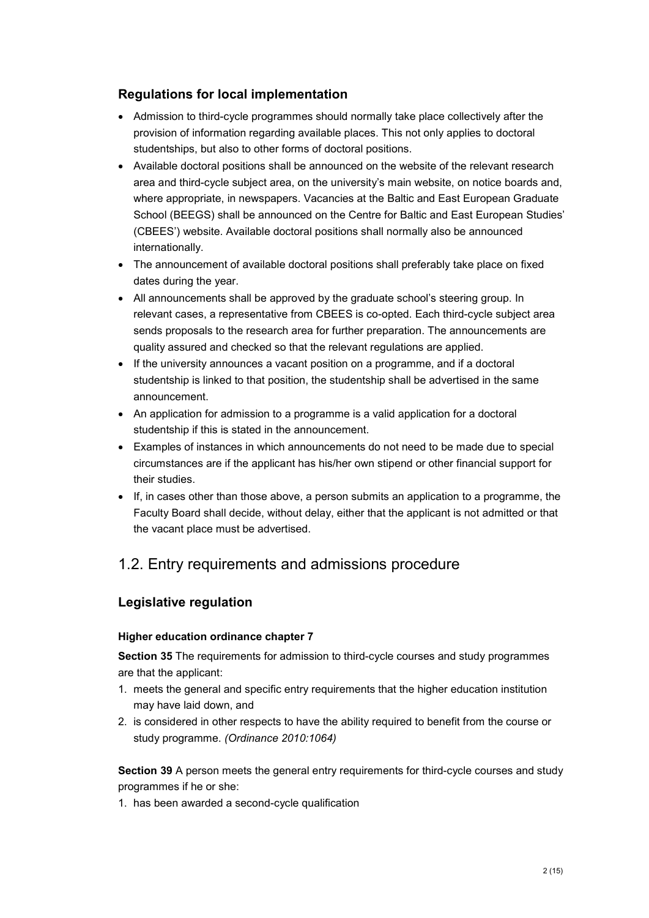### Regulations for local implementation

- Admission to third-cycle programmes should normally take place collectively after the provision of information regarding available places. This not only applies to doctoral studentships, but also to other forms of doctoral positions.
- Available doctoral positions shall be announced on the website of the relevant research area and third-cycle subject area, on the university's main website, on notice boards and, where appropriate, in newspapers. Vacancies at the Baltic and East European Graduate School (BEEGS) shall be announced on the Centre for Baltic and East European Studies' (CBEES') website. Available doctoral positions shall normally also be announced internationally.
- The announcement of available doctoral positions shall preferably take place on fixed dates during the year.
- All announcements shall be approved by the graduate school's steering group. In relevant cases, a representative from CBEES is co-opted. Each third-cycle subject area sends proposals to the research area for further preparation. The announcements are quality assured and checked so that the relevant regulations are applied.
- If the university announces a vacant position on a programme, and if a doctoral studentship is linked to that position, the studentship shall be advertised in the same announcement.
- An application for admission to a programme is a valid application for a doctoral studentship if this is stated in the announcement.
- Examples of instances in which announcements do not need to be made due to special circumstances are if the applicant has his/her own stipend or other financial support for their studies.
- If, in cases other than those above, a person submits an application to a programme, the Faculty Board shall decide, without delay, either that the applicant is not admitted or that the vacant place must be advertised.

## 1.2. Entry requirements and admissions procedure

### Legislative regulation

#### Higher education ordinance chapter 7

**Section 35** The requirements for admission to third-cycle courses and study programmes are that the applicant:

1. meets the general and specific entry requirements that the higher education institution may have laid down, and
2. is considered in other respects to have the ability required to benefit from the course or study programme. *(Ordinance 2010:1064)*

**Section 39** A person meets the general entry requirements for third-cycle courses and study programmes if he or she:

1. has been awarded a second-cycle qualification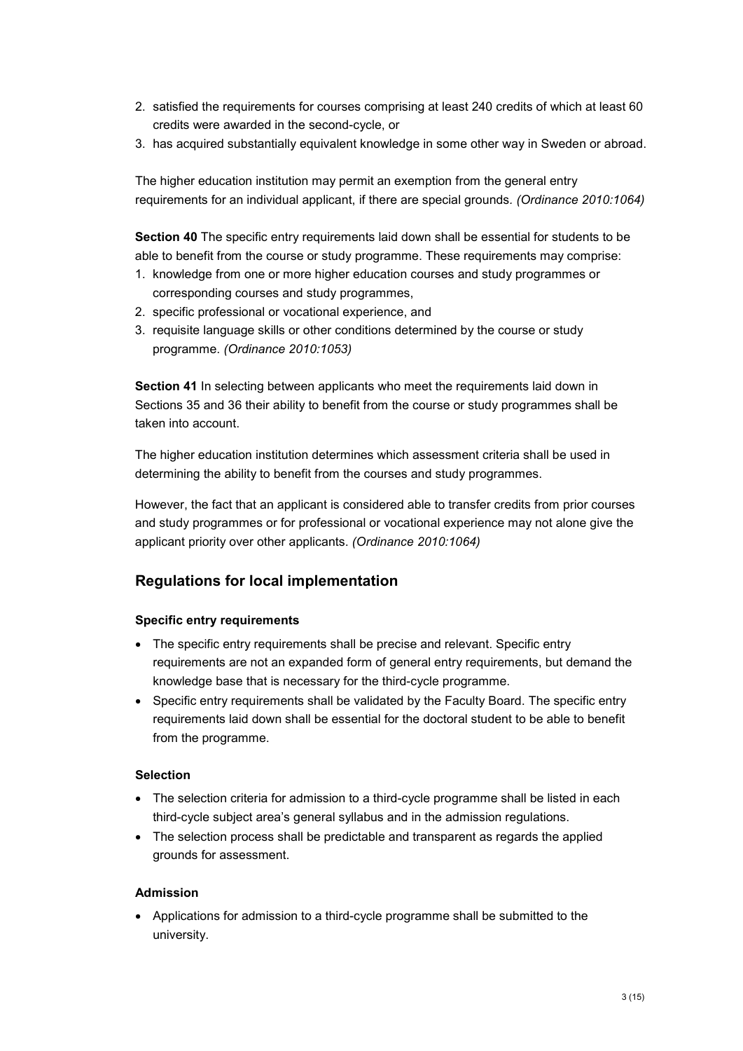2. satisfied the requirements for courses comprising at least 240 credits of which at least 60 credits were awarded in the second-cycle, or
3. has acquired substantially equivalent knowledge in some other way in Sweden or abroad.

The higher education institution may permit an exemption from the general entry requirements for an individual applicant, if there are special grounds. *(Ordinance 2010:1064)*

**Section 40** The specific entry requirements laid down shall be essential for students to be able to benefit from the course or study programme. These requirements may comprise:

1. knowledge from one or more higher education courses and study programmes or corresponding courses and study programmes,
2. specific professional or vocational experience, and
3. requisite language skills or other conditions determined by the course or study programme. *(Ordinance 2010:1053)*

**Section 41** In selecting between applicants who meet the requirements laid down in Sections 35 and 36 their ability to benefit from the course or study programmes shall be taken into account.

The higher education institution determines which assessment criteria shall be used in determining the ability to benefit from the courses and study programmes.

However, the fact that an applicant is considered able to transfer credits from prior courses and study programmes or for professional or vocational experience may not alone give the applicant priority over other applicants. *(Ordinance 2010:1064)*

## Regulations for local implementation

### Specific entry requirements

- The specific entry requirements shall be precise and relevant. Specific entry requirements are not an expanded form of general entry requirements, but demand the knowledge base that is necessary for the third-cycle programme.
- Specific entry requirements shall be validated by the Faculty Board. The specific entry requirements laid down shall be essential for the doctoral student to be able to benefit from the programme.

### Selection

- The selection criteria for admission to a third-cycle programme shall be listed in each third-cycle subject area's general syllabus and in the admission regulations.
- The selection process shall be predictable and transparent as regards the applied grounds for assessment.

### Admission

- Applications for admission to a third-cycle programme shall be submitted to the university.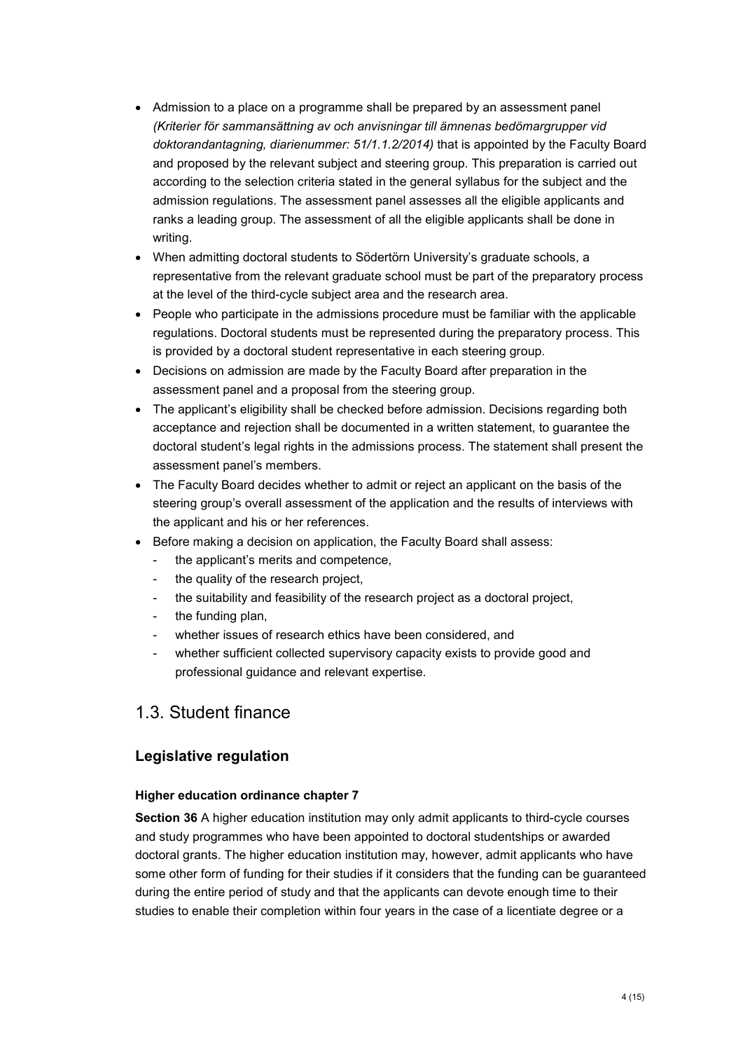- Admission to a place on a programme shall be prepared by an assessment panel *(Kriterier för sammansättning av och anvisningar till ämnenas bedömargrupper vid doktorandantagning, diarienummer: 51/1.1.2/2014)* that is appointed by the Faculty Board and proposed by the relevant subject and steering group. This preparation is carried out according to the selection criteria stated in the general syllabus for the subject and the admission regulations. The assessment panel assesses all the eligible applicants and ranks a leading group. The assessment of all the eligible applicants shall be done in writing.
- When admitting doctoral students to Södertörn University's graduate schools, a representative from the relevant graduate school must be part of the preparatory process at the level of the third-cycle subject area and the research area.
- People who participate in the admissions procedure must be familiar with the applicable regulations. Doctoral students must be represented during the preparatory process. This is provided by a doctoral student representative in each steering group.
- Decisions on admission are made by the Faculty Board after preparation in the assessment panel and a proposal from the steering group.
- The applicant's eligibility shall be checked before admission. Decisions regarding both acceptance and rejection shall be documented in a written statement, to guarantee the doctoral student's legal rights in the admissions process. The statement shall present the assessment panel's members.
- The Faculty Board decides whether to admit or reject an applicant on the basis of the steering group's overall assessment of the application and the results of interviews with the applicant and his or her references.
- Before making a decision on application, the Faculty Board shall assess:
  - the applicant's merits and competence,
  - the quality of the research project,
  - the suitability and feasibility of the research project as a doctoral project,
  - the funding plan,
  - whether issues of research ethics have been considered, and
  - whether sufficient collected supervisory capacity exists to provide good and professional guidance and relevant expertise.

## 1.3. Student finance

### Legislative regulation

#### Higher education ordinance chapter 7

**Section 36** A higher education institution may only admit applicants to third-cycle courses and study programmes who have been appointed to doctoral studentships or awarded doctoral grants. The higher education institution may, however, admit applicants who have some other form of funding for their studies if it considers that the funding can be guaranteed during the entire period of study and that the applicants can devote enough time to their studies to enable their completion within four years in the case of a licentiate degree or a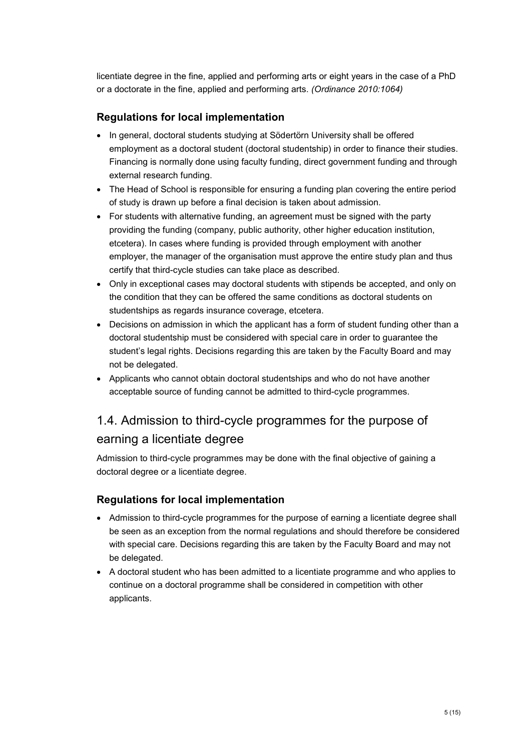licentiate degree in the fine, applied and performing arts or eight years in the case of a PhD or a doctorate in the fine, applied and performing arts. *(Ordinance 2010:1064)*

### Regulations for local implementation

- In general, doctoral students studying at Södertörn University shall be offered employment as a doctoral student (doctoral studentship) in order to finance their studies. Financing is normally done using faculty funding, direct government funding and through external research funding.
- The Head of School is responsible for ensuring a funding plan covering the entire period of study is drawn up before a final decision is taken about admission.
- For students with alternative funding, an agreement must be signed with the party providing the funding (company, public authority, other higher education institution, etcetera). In cases where funding is provided through employment with another employer, the manager of the organisation must approve the entire study plan and thus certify that third-cycle studies can take place as described.
- Only in exceptional cases may doctoral students with stipends be accepted, and only on the condition that they can be offered the same conditions as doctoral students on studentships as regards insurance coverage, etcetera.
- Decisions on admission in which the applicant has a form of student funding other than a doctoral studentship must be considered with special care in order to guarantee the student's legal rights. Decisions regarding this are taken by the Faculty Board and may not be delegated.
- Applicants who cannot obtain doctoral studentships and who do not have another acceptable source of funding cannot be admitted to third-cycle programmes.

## 1.4. Admission to third-cycle programmes for the purpose of earning a licentiate degree

Admission to third-cycle programmes may be done with the final objective of gaining a doctoral degree or a licentiate degree.

### Regulations for local implementation

- Admission to third-cycle programmes for the purpose of earning a licentiate degree shall be seen as an exception from the normal regulations and should therefore be considered with special care. Decisions regarding this are taken by the Faculty Board and may not be delegated.
- A doctoral student who has been admitted to a licentiate programme and who applies to continue on a doctoral programme shall be considered in competition with other applicants.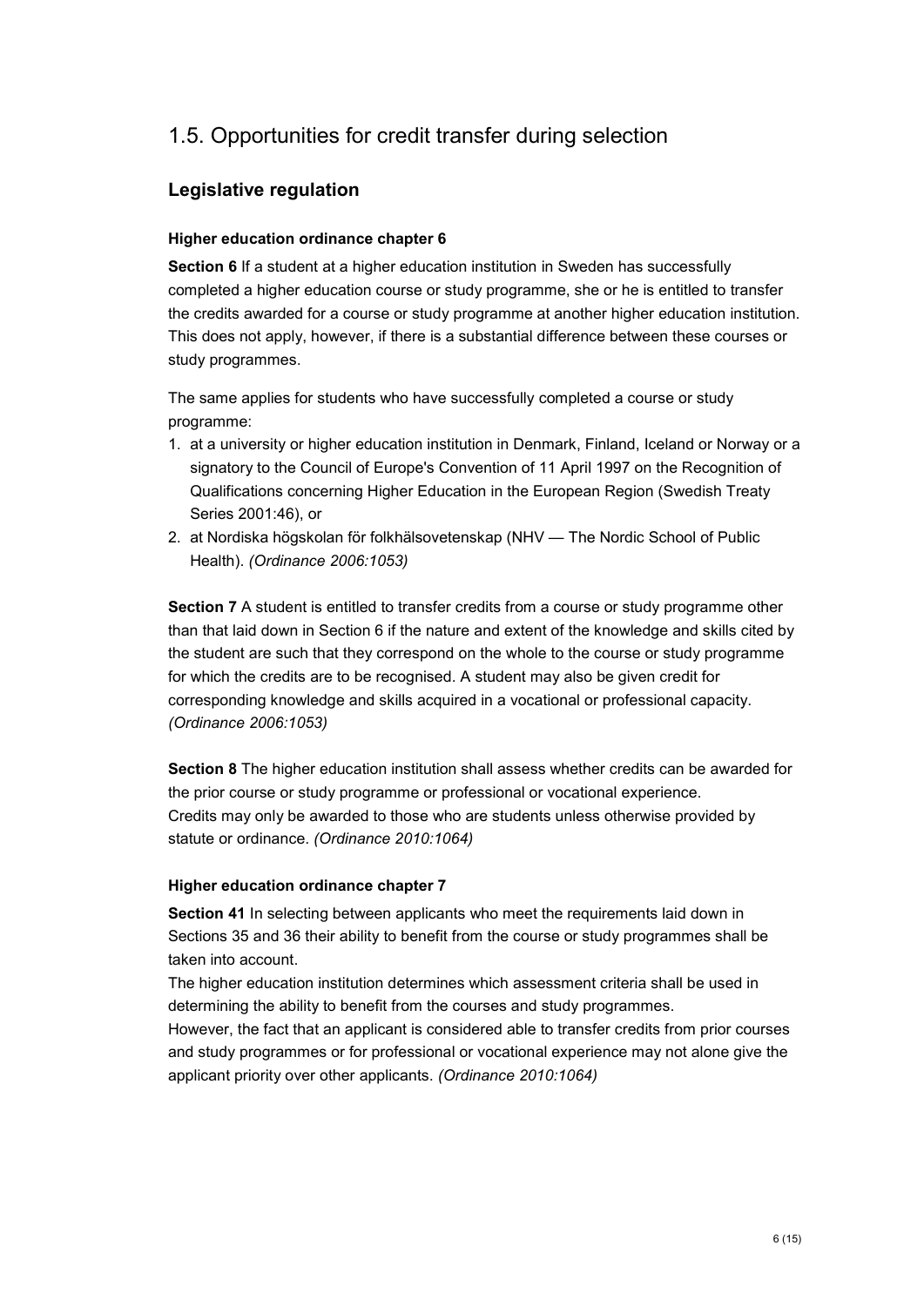## 1.5. Opportunities for credit transfer during selection

### Legislative regulation

#### Higher education ordinance chapter 6

**Section 6** If a student at a higher education institution in Sweden has successfully completed a higher education course or study programme, she or he is entitled to transfer the credits awarded for a course or study programme at another higher education institution. This does not apply, however, if there is a substantial difference between these courses or study programmes.

The same applies for students who have successfully completed a course or study programme:

1. at a university or higher education institution in Denmark, Finland, Iceland or Norway or a signatory to the Council of Europe's Convention of 11 April 1997 on the Recognition of Qualifications concerning Higher Education in the European Region (Swedish Treaty Series 2001:46), or
2. at Nordiska högskolan för folkhälsovetenskap (NHV — The Nordic School of Public Health). *(Ordinance 2006:1053)*

**Section 7** A student is entitled to transfer credits from a course or study programme other than that laid down in Section 6 if the nature and extent of the knowledge and skills cited by the student are such that they correspond on the whole to the course or study programme for which the credits are to be recognised. A student may also be given credit for corresponding knowledge and skills acquired in a vocational or professional capacity. *(Ordinance 2006:1053)*

**Section 8** The higher education institution shall assess whether credits can be awarded for the prior course or study programme or professional or vocational experience.
Credits may only be awarded to those who are students unless otherwise provided by statute or ordinance. *(Ordinance 2010:1064)*

#### Higher education ordinance chapter 7

**Section 41** In selecting between applicants who meet the requirements laid down in Sections 35 and 36 their ability to benefit from the course or study programmes shall be taken into account.
The higher education institution determines which assessment criteria shall be used in determining the ability to benefit from the courses and study programmes.
However, the fact that an applicant is considered able to transfer credits from prior courses and study programmes or for professional or vocational experience may not alone give the applicant priority over other applicants. *(Ordinance 2010:1064)*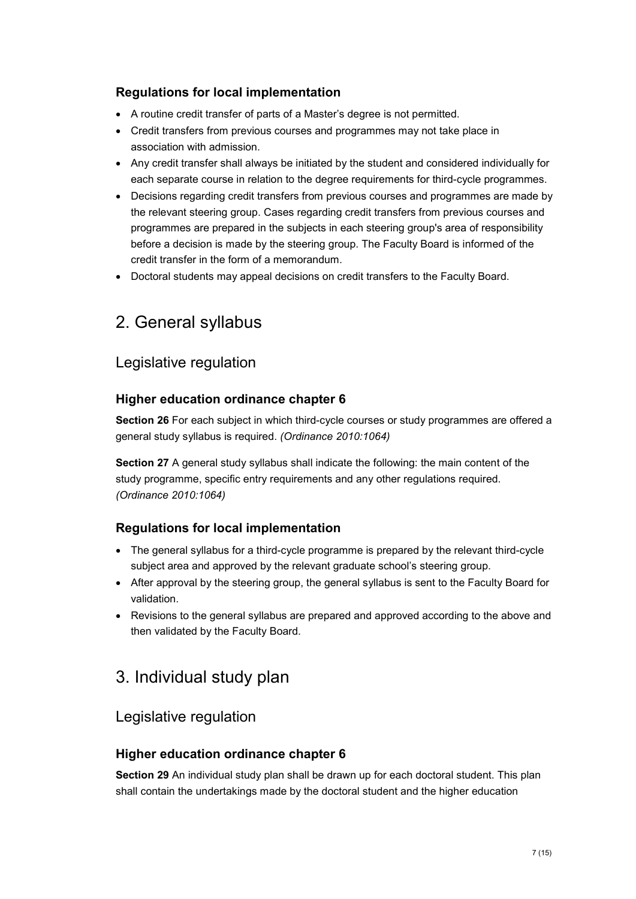### Regulations for local implementation

- A routine credit transfer of parts of a Master's degree is not permitted.
- Credit transfers from previous courses and programmes may not take place in association with admission.
- Any credit transfer shall always be initiated by the student and considered individually for each separate course in relation to the degree requirements for third-cycle programmes.
- Decisions regarding credit transfers from previous courses and programmes are made by the relevant steering group. Cases regarding credit transfers from previous courses and programmes are prepared in the subjects in each steering group's area of responsibility before a decision is made by the steering group. The Faculty Board is informed of the credit transfer in the form of a memorandum.
- Doctoral students may appeal decisions on credit transfers to the Faculty Board.

# 2. General syllabus

## Legislative regulation

### Higher education ordinance chapter 6

**Section 26** For each subject in which third-cycle courses or study programmes are offered a general study syllabus is required. *(Ordinance 2010:1064)*

**Section 27** A general study syllabus shall indicate the following: the main content of the study programme, specific entry requirements and any other regulations required. *(Ordinance 2010:1064)*

### Regulations for local implementation

- The general syllabus for a third-cycle programme is prepared by the relevant third-cycle subject area and approved by the relevant graduate school's steering group.
- After approval by the steering group, the general syllabus is sent to the Faculty Board for validation.
- Revisions to the general syllabus are prepared and approved according to the above and then validated by the Faculty Board.

# 3. Individual study plan

## Legislative regulation

### Higher education ordinance chapter 6

**Section 29** An individual study plan shall be drawn up for each doctoral student. This plan shall contain the undertakings made by the doctoral student and the higher education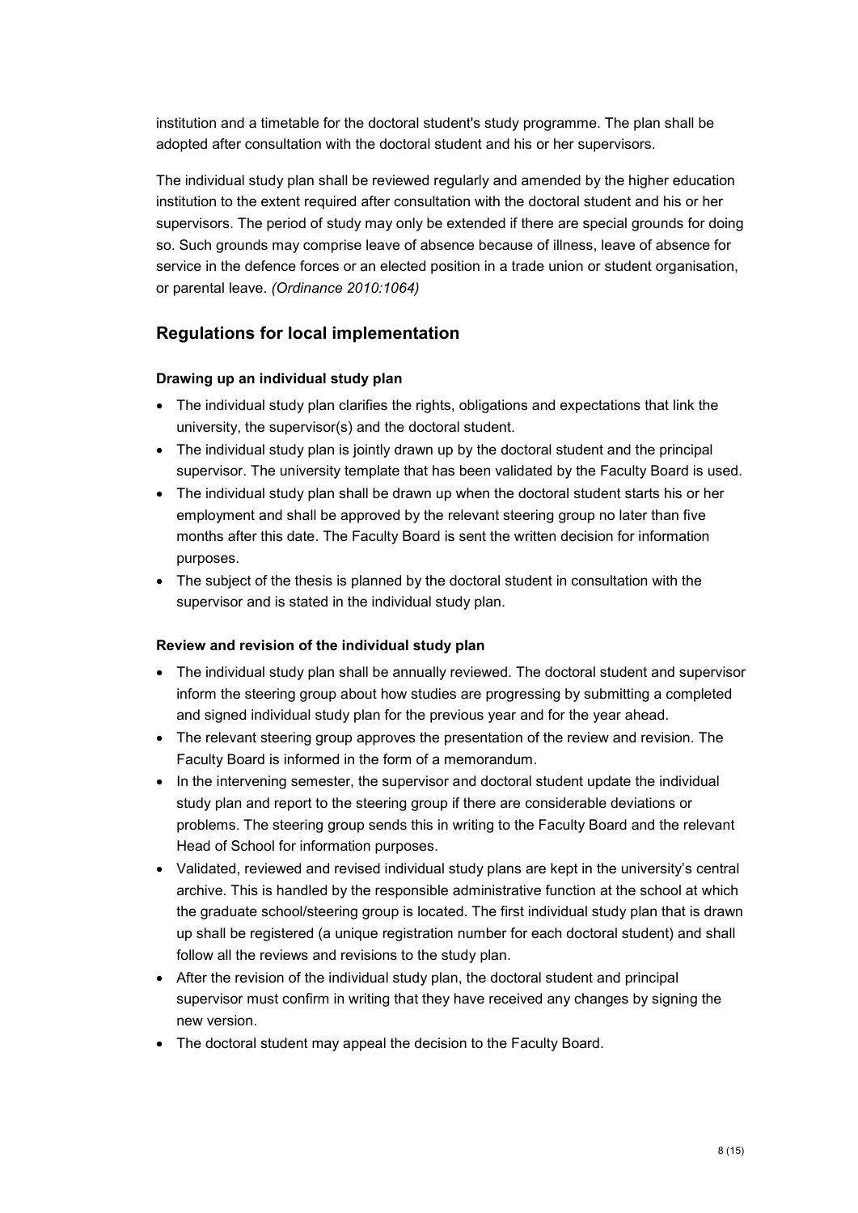institution and a timetable for the doctoral student's study programme. The plan shall be adopted after consultation with the doctoral student and his or her supervisors.

The individual study plan shall be reviewed regularly and amended by the higher education institution to the extent required after consultation with the doctoral student and his or her supervisors. The period of study may only be extended if there are special grounds for doing so. Such grounds may comprise leave of absence because of illness, leave of absence for service in the defence forces or an elected position in a trade union or student organisation, or parental leave. *(Ordinance 2010:1064)*

## Regulations for local implementation

### Drawing up an individual study plan

- The individual study plan clarifies the rights, obligations and expectations that link the university, the supervisor(s) and the doctoral student.
- The individual study plan is jointly drawn up by the doctoral student and the principal supervisor. The university template that has been validated by the Faculty Board is used.
- The individual study plan shall be drawn up when the doctoral student starts his or her employment and shall be approved by the relevant steering group no later than five months after this date. The Faculty Board is sent the written decision for information purposes.
- The subject of the thesis is planned by the doctoral student in consultation with the supervisor and is stated in the individual study plan.

### Review and revision of the individual study plan

- The individual study plan shall be annually reviewed. The doctoral student and supervisor inform the steering group about how studies are progressing by submitting a completed and signed individual study plan for the previous year and for the year ahead.
- The relevant steering group approves the presentation of the review and revision. The Faculty Board is informed in the form of a memorandum.
- In the intervening semester, the supervisor and doctoral student update the individual study plan and report to the steering group if there are considerable deviations or problems. The steering group sends this in writing to the Faculty Board and the relevant Head of School for information purposes.
- Validated, reviewed and revised individual study plans are kept in the university's central archive. This is handled by the responsible administrative function at the school at which the graduate school/steering group is located. The first individual study plan that is drawn up shall be registered (a unique registration number for each doctoral student) and shall follow all the reviews and revisions to the study plan.
- After the revision of the individual study plan, the doctoral student and principal supervisor must confirm in writing that they have received any changes by signing the new version.
- The doctoral student may appeal the decision to the Faculty Board.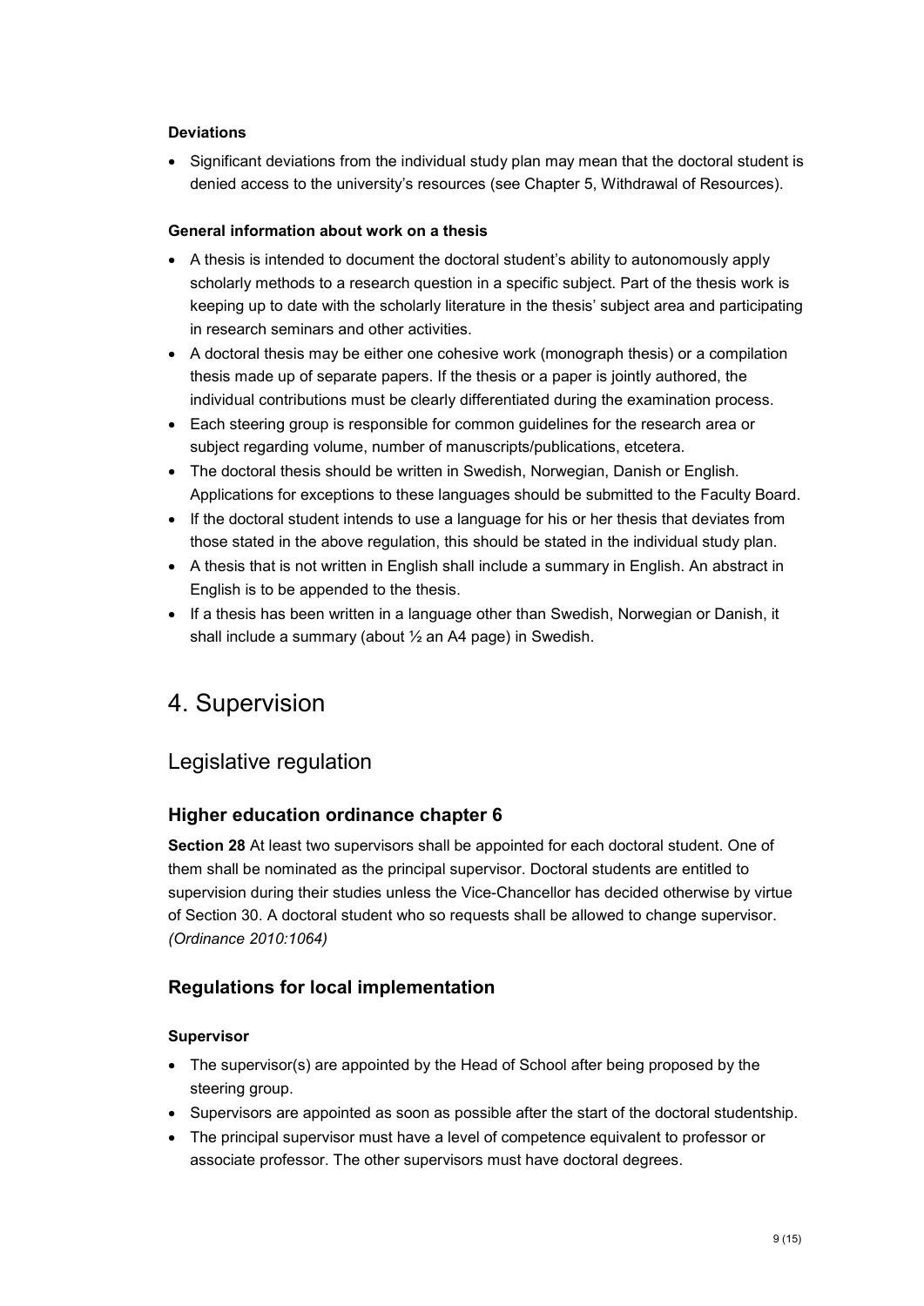**Deviations**

- Significant deviations from the individual study plan may mean that the doctoral student is denied access to the university's resources (see Chapter 5, Withdrawal of Resources).

**General information about work on a thesis**

- A thesis is intended to document the doctoral student's ability to autonomously apply scholarly methods to a research question in a specific subject. Part of the thesis work is keeping up to date with the scholarly literature in the thesis' subject area and participating in research seminars and other activities.
- A doctoral thesis may be either one cohesive work (monograph thesis) or a compilation thesis made up of separate papers. If the thesis or a paper is jointly authored, the individual contributions must be clearly differentiated during the examination process.
- Each steering group is responsible for common guidelines for the research area or subject regarding volume, number of manuscripts/publications, etcetera.
- The doctoral thesis should be written in Swedish, Norwegian, Danish or English. Applications for exceptions to these languages should be submitted to the Faculty Board.
- If the doctoral student intends to use a language for his or her thesis that deviates from those stated in the above regulation, this should be stated in the individual study plan.
- A thesis that is not written in English shall include a summary in English. An abstract in English is to be appended to the thesis.
- If a thesis has been written in a language other than Swedish, Norwegian or Danish, it shall include a summary (about ½ an A4 page) in Swedish.

# 4. Supervision

## Legislative regulation

### Higher education ordinance chapter 6

**Section 28** At least two supervisors shall be appointed for each doctoral student. One of them shall be nominated as the principal supervisor. Doctoral students are entitled to supervision during their studies unless the Vice-Chancellor has decided otherwise by virtue of Section 30. A doctoral student who so requests shall be allowed to change supervisor. *(Ordinance 2010:1064)*

### Regulations for local implementation

**Supervisor**

- The supervisor(s) are appointed by the Head of School after being proposed by the steering group.
- Supervisors are appointed as soon as possible after the start of the doctoral studentship.
- The principal supervisor must have a level of competence equivalent to professor or associate professor. The other supervisors must have doctoral degrees.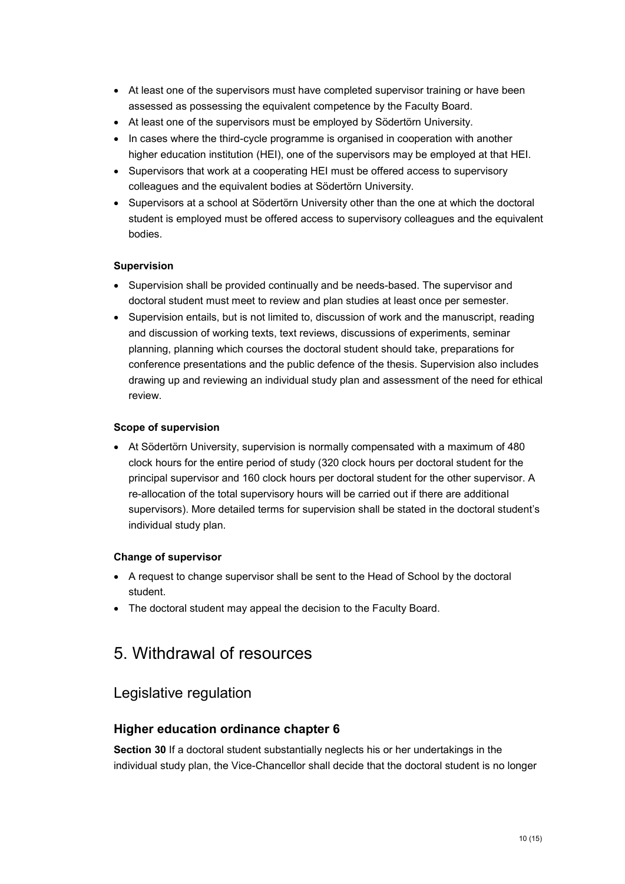- At least one of the supervisors must have completed supervisor training or have been assessed as possessing the equivalent competence by the Faculty Board.
- At least one of the supervisors must be employed by Södertörn University.
- In cases where the third-cycle programme is organised in cooperation with another higher education institution (HEI), one of the supervisors may be employed at that HEI.
- Supervisors that work at a cooperating HEI must be offered access to supervisory colleagues and the equivalent bodies at Södertörn University.
- Supervisors at a school at Södertörn University other than the one at which the doctoral student is employed must be offered access to supervisory colleagues and the equivalent bodies.

**Supervision**

- Supervision shall be provided continually and be needs-based. The supervisor and doctoral student must meet to review and plan studies at least once per semester.
- Supervision entails, but is not limited to, discussion of work and the manuscript, reading and discussion of working texts, text reviews, discussions of experiments, seminar planning, planning which courses the doctoral student should take, preparations for conference presentations and the public defence of the thesis. Supervision also includes drawing up and reviewing an individual study plan and assessment of the need for ethical review.

**Scope of supervision**

- At Södertörn University, supervision is normally compensated with a maximum of 480 clock hours for the entire period of study (320 clock hours per doctoral student for the principal supervisor and 160 clock hours per doctoral student for the other supervisor. A re-allocation of the total supervisory hours will be carried out if there are additional supervisors). More detailed terms for supervision shall be stated in the doctoral student's individual study plan.

**Change of supervisor**

- A request to change supervisor shall be sent to the Head of School by the doctoral student.
- The doctoral student may appeal the decision to the Faculty Board.

# 5. Withdrawal of resources

## Legislative regulation

### Higher education ordinance chapter 6

**Section 30** If a doctoral student substantially neglects his or her undertakings in the individual study plan, the Vice-Chancellor shall decide that the doctoral student is no longer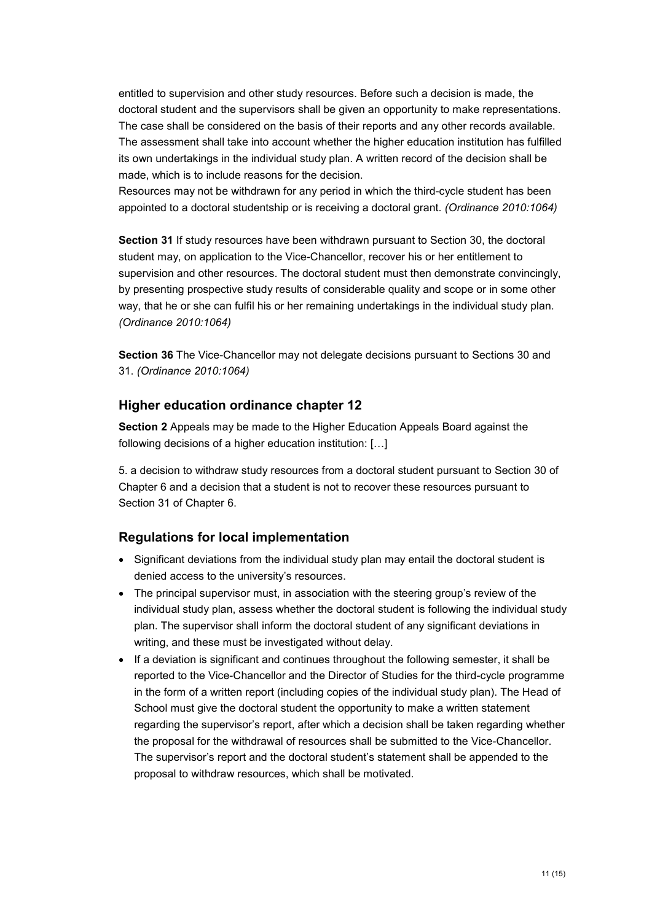entitled to supervision and other study resources. Before such a decision is made, the doctoral student and the supervisors shall be given an opportunity to make representations. The case shall be considered on the basis of their reports and any other records available. The assessment shall take into account whether the higher education institution has fulfilled its own undertakings in the individual study plan. A written record of the decision shall be made, which is to include reasons for the decision.
Resources may not be withdrawn for any period in which the third-cycle student has been appointed to a doctoral studentship or is receiving a doctoral grant. *(Ordinance 2010:1064)*

**Section 31** If study resources have been withdrawn pursuant to Section 30, the doctoral student may, on application to the Vice-Chancellor, recover his or her entitlement to supervision and other resources. The doctoral student must then demonstrate convincingly, by presenting prospective study results of considerable quality and scope or in some other way, that he or she can fulfil his or her remaining undertakings in the individual study plan. *(Ordinance 2010:1064)*

**Section 36** The Vice-Chancellor may not delegate decisions pursuant to Sections 30 and 31. *(Ordinance 2010:1064)*

## Higher education ordinance chapter 12

**Section 2** Appeals may be made to the Higher Education Appeals Board against the following decisions of a higher education institution: […]

5. a decision to withdraw study resources from a doctoral student pursuant to Section 30 of Chapter 6 and a decision that a student is not to recover these resources pursuant to Section 31 of Chapter 6.

## Regulations for local implementation

- Significant deviations from the individual study plan may entail the doctoral student is denied access to the university's resources.
- The principal supervisor must, in association with the steering group's review of the individual study plan, assess whether the doctoral student is following the individual study plan. The supervisor shall inform the doctoral student of any significant deviations in writing, and these must be investigated without delay.
- If a deviation is significant and continues throughout the following semester, it shall be reported to the Vice-Chancellor and the Director of Studies for the third-cycle programme in the form of a written report (including copies of the individual study plan). The Head of School must give the doctoral student the opportunity to make a written statement regarding the supervisor's report, after which a decision shall be taken regarding whether the proposal for the withdrawal of resources shall be submitted to the Vice-Chancellor. The supervisor's report and the doctoral student's statement shall be appended to the proposal to withdraw resources, which shall be motivated.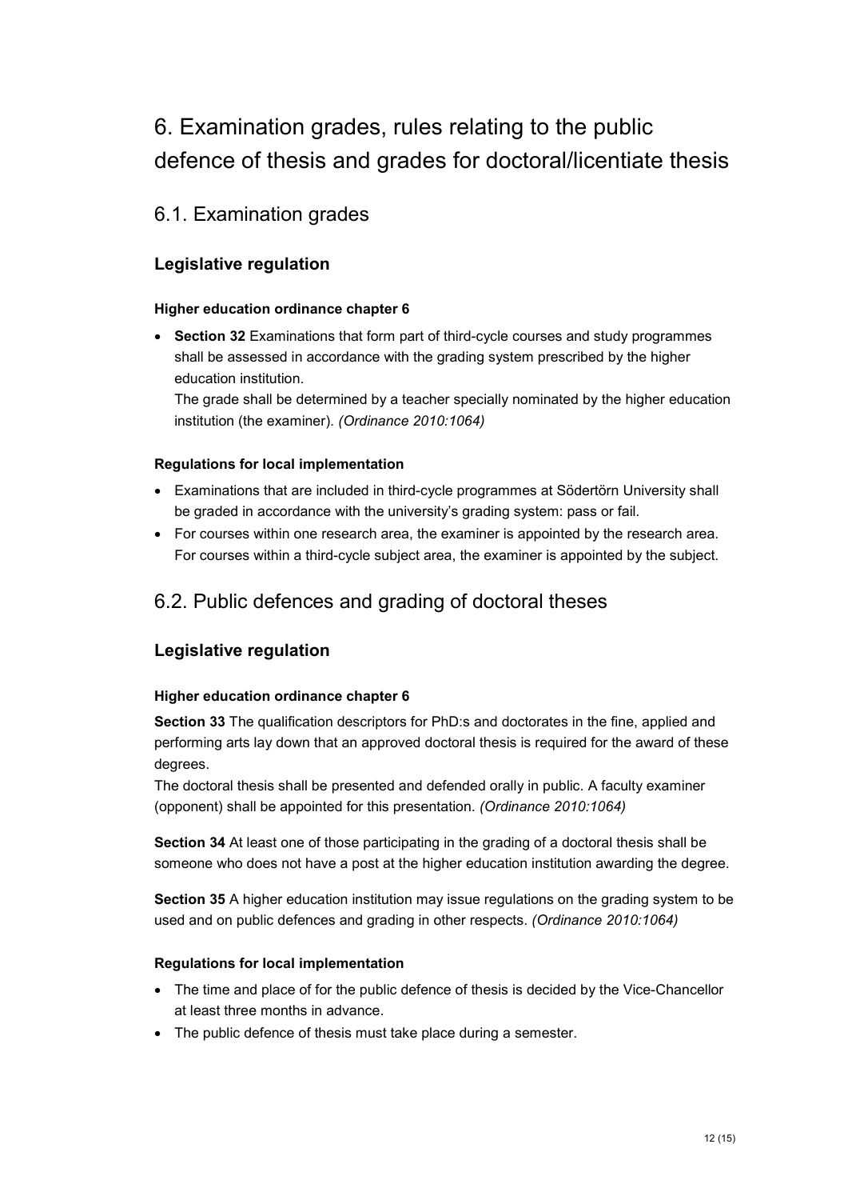# 6. Examination grades, rules relating to the public defence of thesis and grades for doctoral/licentiate thesis

## 6.1. Examination grades

### Legislative regulation

#### Higher education ordinance chapter 6

- **Section 32** Examinations that form part of third-cycle courses and study programmes shall be assessed in accordance with the grading system prescribed by the higher education institution.
  The grade shall be determined by a teacher specially nominated by the higher education institution (the examiner). *(Ordinance 2010:1064)*

#### Regulations for local implementation

- Examinations that are included in third-cycle programmes at Södertörn University shall be graded in accordance with the university's grading system: pass or fail.
- For courses within one research area, the examiner is appointed by the research area. For courses within a third-cycle subject area, the examiner is appointed by the subject.

## 6.2. Public defences and grading of doctoral theses

### Legislative regulation

#### Higher education ordinance chapter 6

**Section 33** The qualification descriptors for PhD:s and doctorates in the fine, applied and performing arts lay down that an approved doctoral thesis is required for the award of these degrees.
The doctoral thesis shall be presented and defended orally in public. A faculty examiner (opponent) shall be appointed for this presentation. *(Ordinance 2010:1064)*

**Section 34** At least one of those participating in the grading of a doctoral thesis shall be someone who does not have a post at the higher education institution awarding the degree.

**Section 35** A higher education institution may issue regulations on the grading system to be used and on public defences and grading in other respects. *(Ordinance 2010:1064)*

#### Regulations for local implementation

- The time and place of for the public defence of thesis is decided by the Vice-Chancellor at least three months in advance.
- The public defence of thesis must take place during a semester.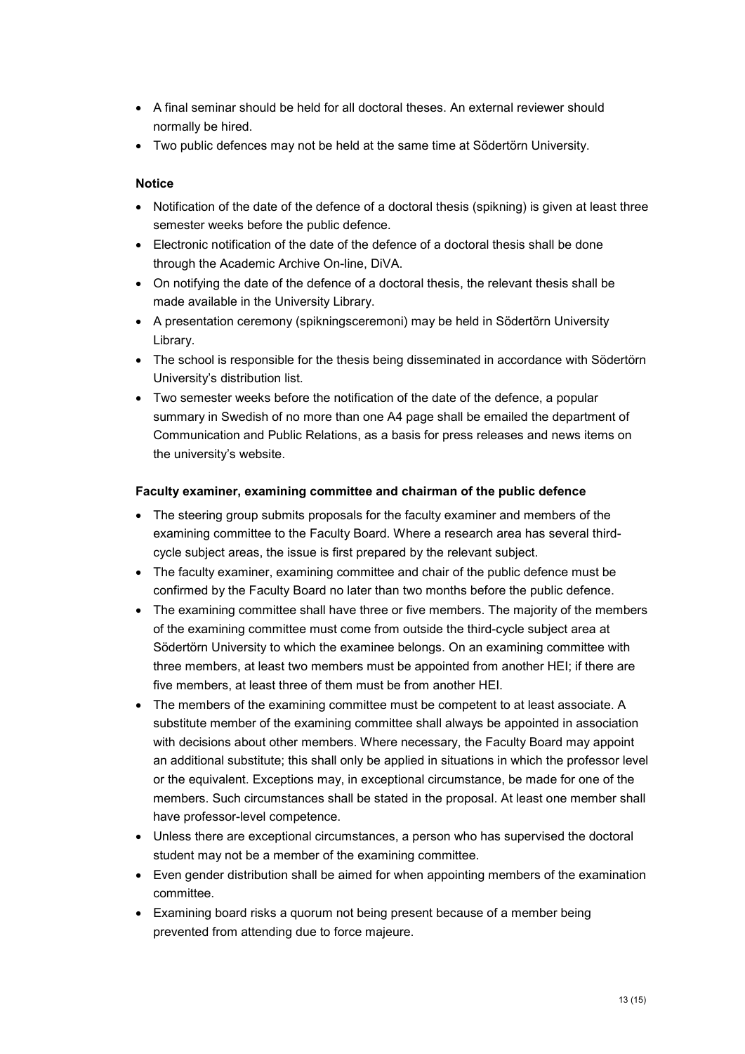- A final seminar should be held for all doctoral theses. An external reviewer should normally be hired.
- Two public defences may not be held at the same time at Södertörn University.

**Notice**

- Notification of the date of the defence of a doctoral thesis (spikning) is given at least three semester weeks before the public defence.
- Electronic notification of the date of the defence of a doctoral thesis shall be done through the Academic Archive On-line, DiVA.
- On notifying the date of the defence of a doctoral thesis, the relevant thesis shall be made available in the University Library.
- A presentation ceremony (spikningsceremoni) may be held in Södertörn University Library.
- The school is responsible for the thesis being disseminated in accordance with Södertörn University's distribution list.
- Two semester weeks before the notification of the date of the defence, a popular summary in Swedish of no more than one A4 page shall be emailed the department of Communication and Public Relations, as a basis for press releases and news items on the university's website.

**Faculty examiner, examining committee and chairman of the public defence**

- The steering group submits proposals for the faculty examiner and members of the examining committee to the Faculty Board. Where a research area has several third-cycle subject areas, the issue is first prepared by the relevant subject.
- The faculty examiner, examining committee and chair of the public defence must be confirmed by the Faculty Board no later than two months before the public defence.
- The examining committee shall have three or five members. The majority of the members of the examining committee must come from outside the third-cycle subject area at Södertörn University to which the examinee belongs. On an examining committee with three members, at least two members must be appointed from another HEI; if there are five members, at least three of them must be from another HEI.
- The members of the examining committee must be competent to at least associate. A substitute member of the examining committee shall always be appointed in association with decisions about other members. Where necessary, the Faculty Board may appoint an additional substitute; this shall only be applied in situations in which the professor level or the equivalent. Exceptions may, in exceptional circumstance, be made for one of the members. Such circumstances shall be stated in the proposal. At least one member shall have professor-level competence.
- Unless there are exceptional circumstances, a person who has supervised the doctoral student may not be a member of the examining committee.
- Even gender distribution shall be aimed for when appointing members of the examination committee.
- Examining board risks a quorum not being present because of a member being prevented from attending due to force majeure.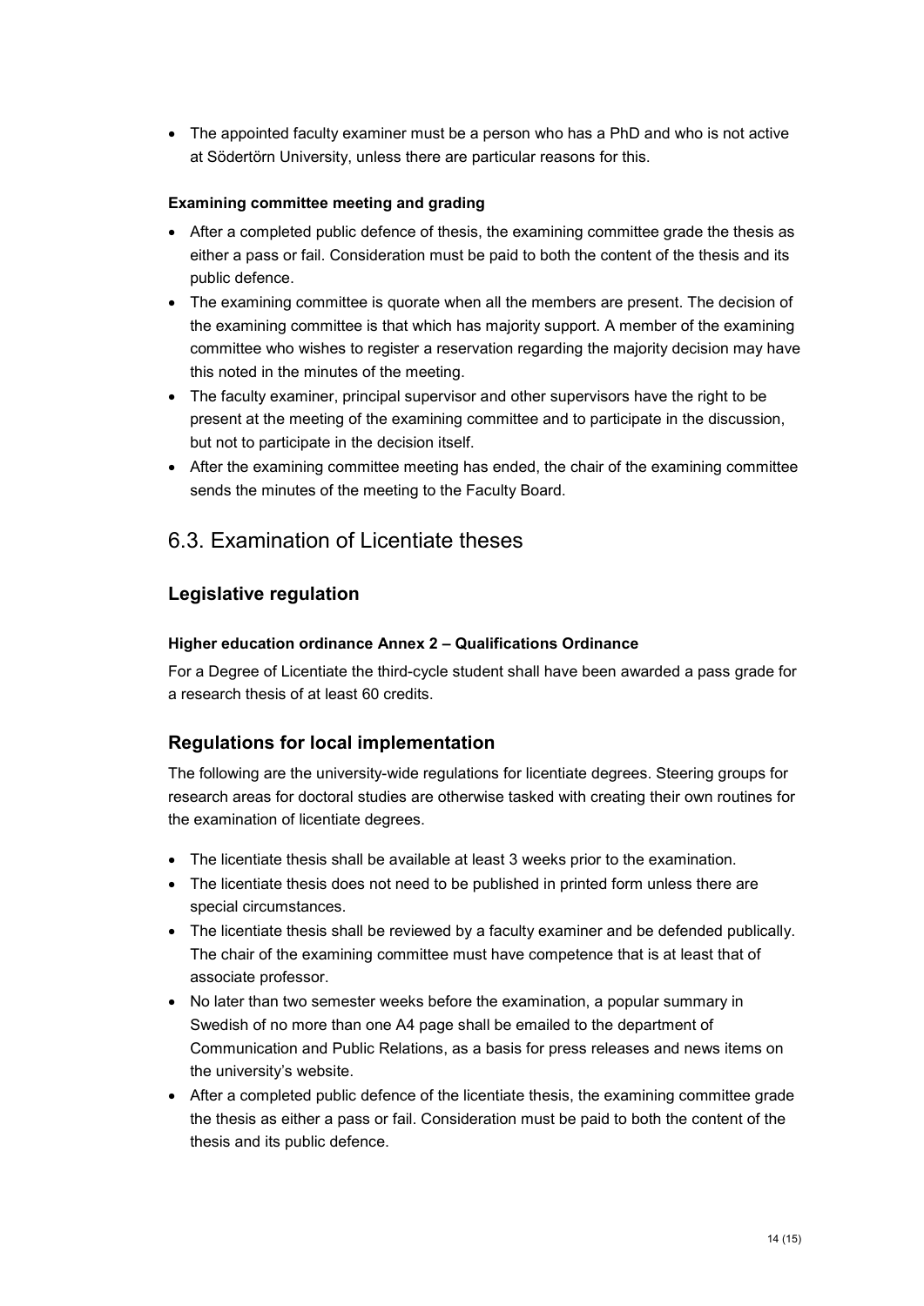- The appointed faculty examiner must be a person who has a PhD and who is not active at Södertörn University, unless there are particular reasons for this.

#### Examining committee meeting and grading

- After a completed public defence of thesis, the examining committee grade the thesis as either a pass or fail. Consideration must be paid to both the content of the thesis and its public defence.
- The examining committee is quorate when all the members are present. The decision of the examining committee is that which has majority support. A member of the examining committee who wishes to register a reservation regarding the majority decision may have this noted in the minutes of the meeting.
- The faculty examiner, principal supervisor and other supervisors have the right to be present at the meeting of the examining committee and to participate in the discussion, but not to participate in the decision itself.
- After the examining committee meeting has ended, the chair of the examining committee sends the minutes of the meeting to the Faculty Board.

## 6.3. Examination of Licentiate theses

### Legislative regulation

#### Higher education ordinance Annex 2 – Qualifications Ordinance

For a Degree of Licentiate the third-cycle student shall have been awarded a pass grade for a research thesis of at least 60 credits.

### Regulations for local implementation

The following are the university-wide regulations for licentiate degrees. Steering groups for research areas for doctoral studies are otherwise tasked with creating their own routines for the examination of licentiate degrees.

- The licentiate thesis shall be available at least 3 weeks prior to the examination.
- The licentiate thesis does not need to be published in printed form unless there are special circumstances.
- The licentiate thesis shall be reviewed by a faculty examiner and be defended publically. The chair of the examining committee must have competence that is at least that of associate professor.
- No later than two semester weeks before the examination, a popular summary in Swedish of no more than one A4 page shall be emailed to the department of Communication and Public Relations, as a basis for press releases and news items on the university's website.
- After a completed public defence of the licentiate thesis, the examining committee grade the thesis as either a pass or fail. Consideration must be paid to both the content of the thesis and its public defence.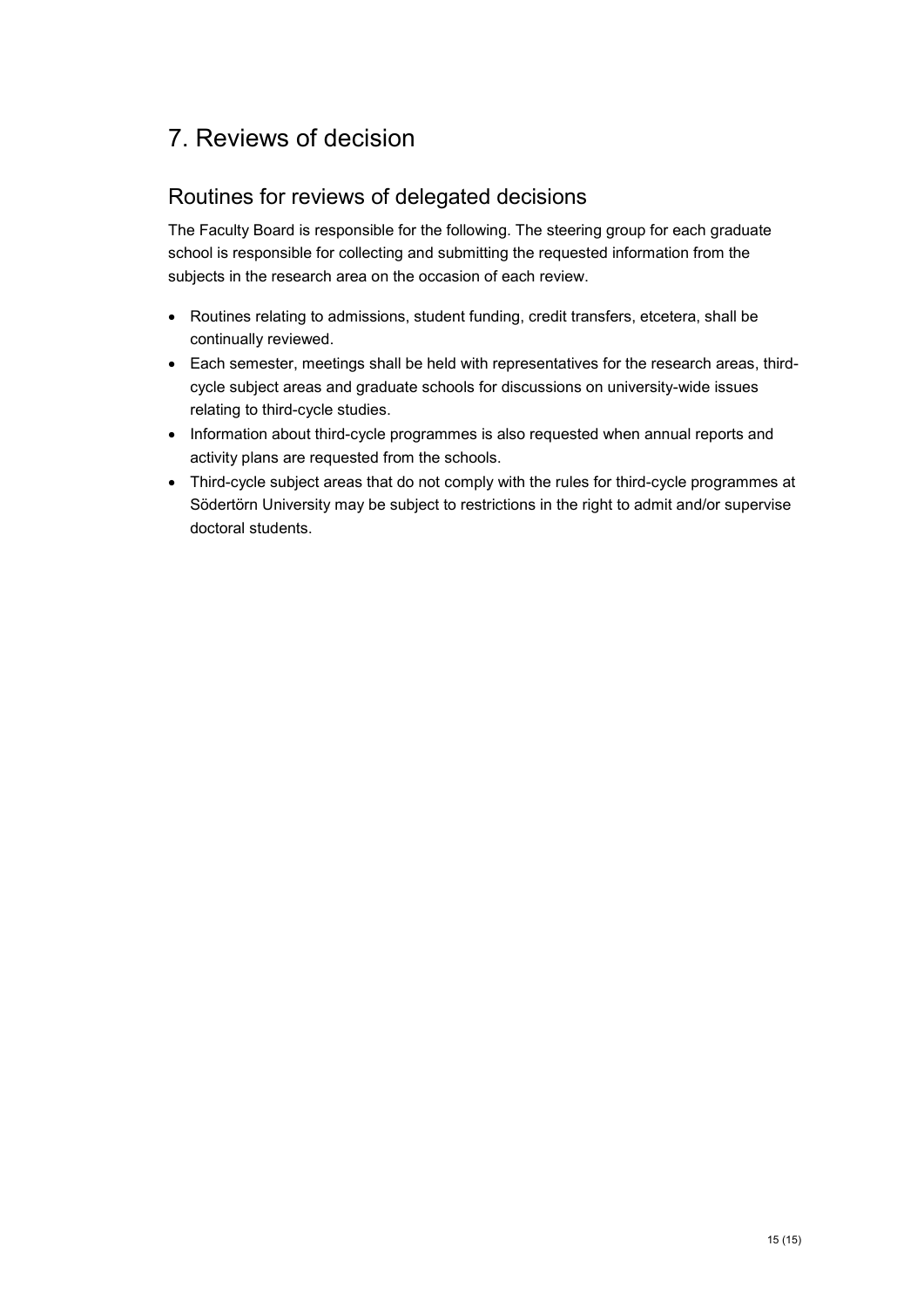# 7. Reviews of decision

## Routines for reviews of delegated decisions

The Faculty Board is responsible for the following. The steering group for each graduate school is responsible for collecting and submitting the requested information from the subjects in the research area on the occasion of each review.

- Routines relating to admissions, student funding, credit transfers, etcetera, shall be continually reviewed.
- Each semester, meetings shall be held with representatives for the research areas, third-cycle subject areas and graduate schools for discussions on university-wide issues relating to third-cycle studies.
- Information about third-cycle programmes is also requested when annual reports and activity plans are requested from the schools.
- Third-cycle subject areas that do not comply with the rules for third-cycle programmes at Södertörn University may be subject to restrictions in the right to admit and/or supervise doctoral students.